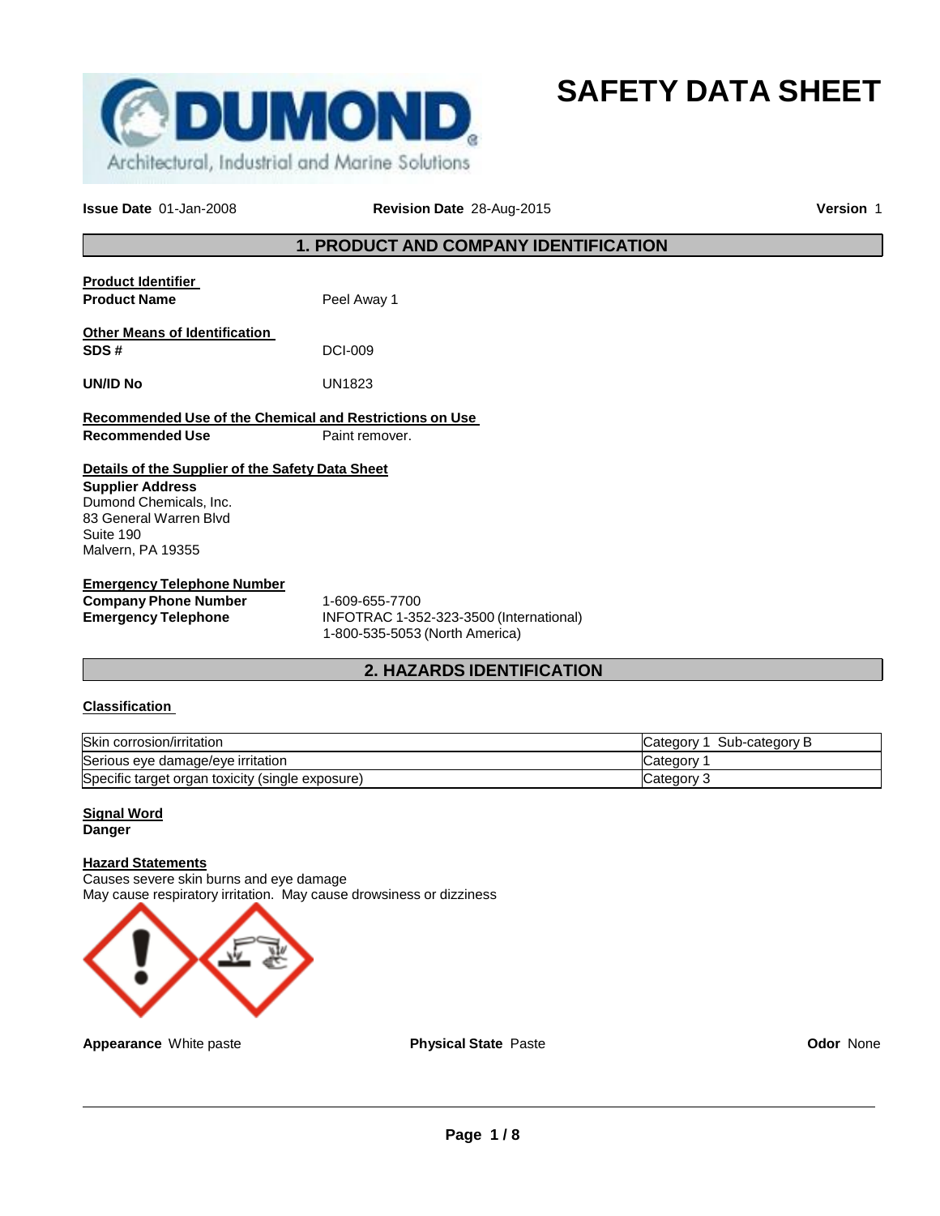# SAFETY DATA SHEET

DUMOND
Architectural, Industrial and Marine Solutions

**Issue Date** 01-Jan-2008 **Revision Date** 28-Aug-2015 **Version** 1

## 1. PRODUCT AND COMPANY IDENTIFICATION

**Product Identifier**

**Product Name** Peel Away 1

**Other Means of Identification**

**SDS #** DCI-009

**UN/ID No** UN1823

**Recommended Use of the Chemical and Restrictions on Use**

**Recommended Use** Paint remover.

**Details of the Supplier of the Safety Data Sheet**

**Supplier Address**
Dumond Chemicals, Inc.
83 General Warren Blvd
Suite 190
Malvern, PA 19355

**Emergency Telephone Number**

**Company Phone Number** 1-609-655-7700

**Emergency Telephone** INFOTRAC 1-352-323-3500 (International)
1-800-535-5053 (North America)

## 2. HAZARDS IDENTIFICATION

**Classification**

| | |
|---|---|
| Skin corrosion/irritation | Category 1 Sub-category B |
| Serious eye damage/eye irritation | Category 1 |
| Specific target organ toxicity (single exposure) | Category 3 |

**Signal Word**
**Danger**

**Hazard Statements**
Causes severe skin burns and eye damage
May cause respiratory irritation. May cause drowsiness or dizziness

**Appearance** White paste **Physical State** Paste **Odor** None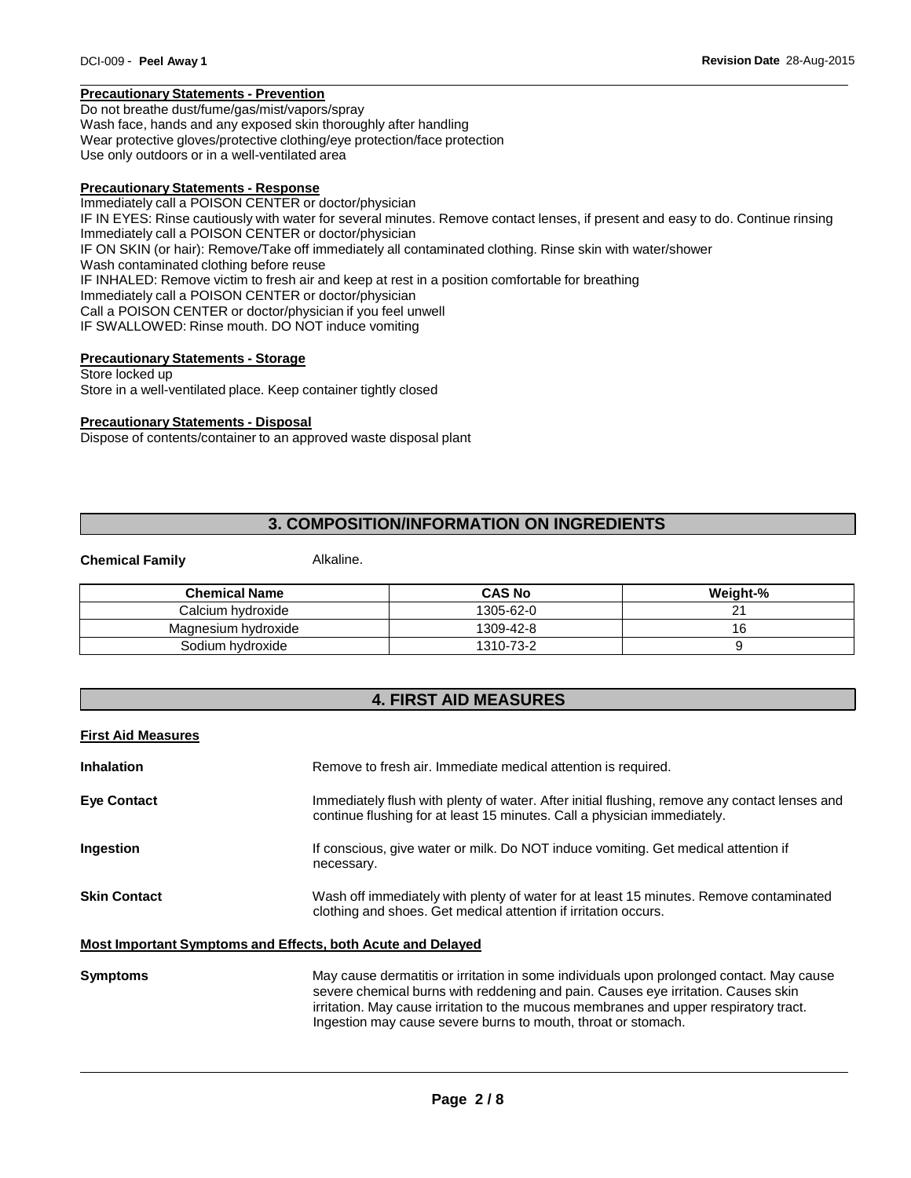**Precautionary Statements - Prevention**

Do not breathe dust/fume/gas/mist/vapors/spray
Wash face, hands and any exposed skin thoroughly after handling
Wear protective gloves/protective clothing/eye protection/face protection
Use only outdoors or in a well-ventilated area

**Precautionary Statements - Response**

Immediately call a POISON CENTER or doctor/physician
IF IN EYES: Rinse cautiously with water for several minutes. Remove contact lenses, if present and easy to do. Continue rinsing
Immediately call a POISON CENTER or doctor/physician
IF ON SKIN (or hair): Remove/Take off immediately all contaminated clothing. Rinse skin with water/shower
Wash contaminated clothing before reuse
IF INHALED: Remove victim to fresh air and keep at rest in a position comfortable for breathing
Immediately call a POISON CENTER or doctor/physician
Call a POISON CENTER or doctor/physician if you feel unwell
IF SWALLOWED: Rinse mouth. DO NOT induce vomiting

**Precautionary Statements - Storage**

Store locked up
Store in a well-ventilated place. Keep container tightly closed

**Precautionary Statements - Disposal**

Dispose of contents/container to an approved waste disposal plant

## 3. COMPOSITION/INFORMATION ON INGREDIENTS

**Chemical Family** Alkaline.

| Chemical Name | CAS No | Weight-% |
|---|---|---|
| Calcium hydroxide | 1305-62-0 | 21 |
| Magnesium hydroxide | 1309-42-8 | 16 |
| Sodium hydroxide | 1310-73-2 | 9 |

## 4. FIRST AID MEASURES

**First Aid Measures**

**Inhalation** Remove to fresh air. Immediate medical attention is required.

**Eye Contact** Immediately flush with plenty of water. After initial flushing, remove any contact lenses and continue flushing for at least 15 minutes. Call a physician immediately.

**Ingestion** If conscious, give water or milk. Do NOT induce vomiting. Get medical attention if necessary.

**Skin Contact** Wash off immediately with plenty of water for at least 15 minutes. Remove contaminated clothing and shoes. Get medical attention if irritation occurs.

**Most Important Symptoms and Effects, both Acute and Delayed**

**Symptoms** May cause dermatitis or irritation in some individuals upon prolonged contact. May cause severe chemical burns with reddening and pain. Causes eye irritation. Causes skin irritation. May cause irritation to the mucous membranes and upper respiratory tract. Ingestion may cause severe burns to mouth, throat or stomach.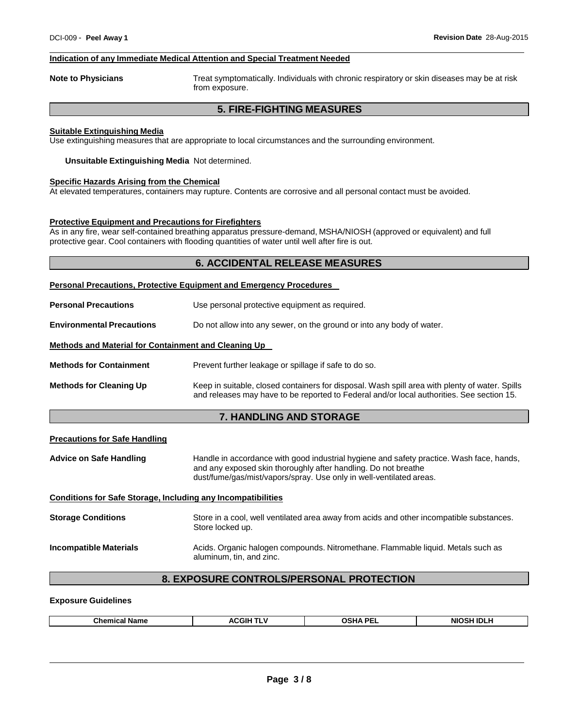#### Indication of any Immediate Medical Attention and Special Treatment Needed

**Note to Physicians** Treat symptomatically. Individuals with chronic respiratory or skin diseases may be at risk from exposure.

## 5. FIRE-FIGHTING MEASURES

#### Suitable Extinguishing Media

Use extinguishing measures that are appropriate to local circumstances and the surrounding environment.

**Unsuitable Extinguishing Media** Not determined.

#### Specific Hazards Arising from the Chemical

At elevated temperatures, containers may rupture. Contents are corrosive and all personal contact must be avoided.

#### Protective Equipment and Precautions for Firefighters

As in any fire, wear self-contained breathing apparatus pressure-demand, MSHA/NIOSH (approved or equivalent) and full protective gear. Cool containers with flooding quantities of water until well after fire is out.

## 6. ACCIDENTAL RELEASE MEASURES

#### Personal Precautions, Protective Equipment and Emergency Procedures

**Personal Precautions** Use personal protective equipment as required.

**Environmental Precautions** Do not allow into any sewer, on the ground or into any body of water.

#### Methods and Material for Containment and Cleaning Up

**Methods for Containment** Prevent further leakage or spillage if safe to do so.

**Methods for Cleaning Up** Keep in suitable, closed containers for disposal. Wash spill area with plenty of water. Spills and releases may have to be reported to Federal and/or local authorities. See section 15.

## 7. HANDLING AND STORAGE

#### Precautions for Safe Handling

**Advice on Safe Handling** Handle in accordance with good industrial hygiene and safety practice. Wash face, hands, and any exposed skin thoroughly after handling. Do not breathe dust/fume/gas/mist/vapors/spray. Use only in well-ventilated areas.

#### Conditions for Safe Storage, Including any Incompatibilities

**Storage Conditions** Store in a cool, well ventilated area away from acids and other incompatible substances. Store locked up.

**Incompatible Materials** Acids. Organic halogen compounds. Nitromethane. Flammable liquid. Metals such as aluminum, tin, and zinc.

## 8. EXPOSURE CONTROLS/PERSONAL PROTECTION

#### Exposure Guidelines

| Chemical Name | ACGIH TLV | OSHA PEL | NIOSH IDLH |
|---|---|---|---|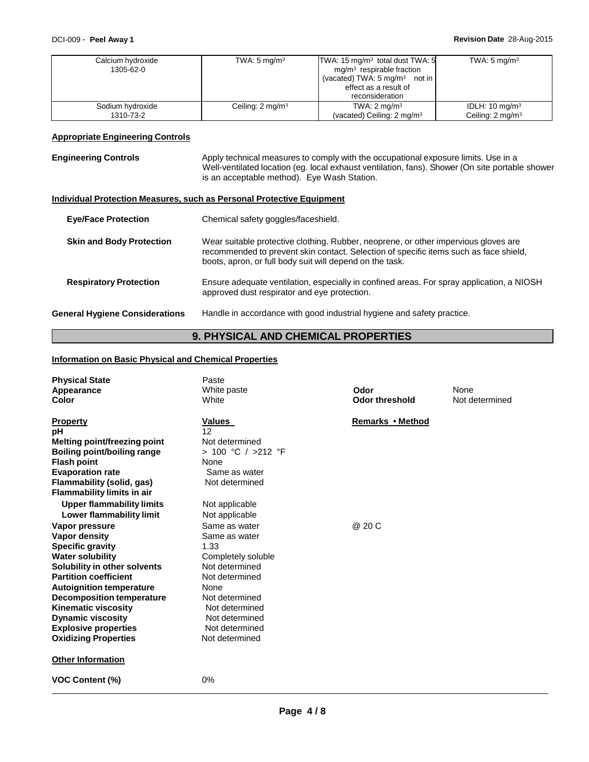| | | | |
|---|---|---|---|
| Calcium hydroxide<br>1305-62-0 | TWA: 5 mg/m³ | TWA: 15 mg/m³ total dust TWA: 5 mg/m³ respirable fraction (vacated) TWA: 5 mg/m³ not in effect as a result of reconsideration | TWA: 5 mg/m³ |
| Sodium hydroxide<br>1310-73-2 | Ceiling: 2 mg/m³ | TWA: 2 mg/m³<br>(vacated) Ceiling: 2 mg/m³ | IDLH: 10 mg/m³<br>Ceiling: 2 mg/m³ |

**Appropriate Engineering Controls**

**Engineering Controls** Apply technical measures to comply with the occupational exposure limits. Use in a Well-ventilated location (eg. local exhaust ventilation, fans). Shower (On site portable shower is an acceptable method). Eye Wash Station.

**Individual Protection Measures, such as Personal Protective Equipment**

**Eye/Face Protection** Chemical safety goggles/faceshield.

**Skin and Body Protection** Wear suitable protective clothing. Rubber, neoprene, or other impervious gloves are recommended to prevent skin contact. Selection of specific items such as face shield, boots, apron, or full body suit will depend on the task.

**Respiratory Protection** Ensure adequate ventilation, especially in confined areas. For spray application, a NIOSH approved dust respirator and eye protection.

**General Hygiene Considerations** Handle in accordance with good industrial hygiene and safety practice.

## 9. PHYSICAL AND CHEMICAL PROPERTIES

**Information on Basic Physical and Chemical Properties**

| | | | |
|---|---|---|---|
| **Physical State** | Paste | | |
| **Appearance** | White paste | **Odor** | None |
| **Color** | White | **Odor threshold** | Not determined |

| **Property** | **Values** | **Remarks • Method** |
|---|---|---|
| **pH** | 12 | |
| **Melting point/freezing point** | Not determined | |
| **Boiling point/boiling range** | > 100 °C / >212 °F | |
| **Flash point** | None | |
| **Evaporation rate** | Same as water | |
| **Flammability (solid, gas)** | Not determined | |
| **Flammability limits in air** | | |
| **Upper flammability limits** | Not applicable | |
| **Lower flammability limit** | Not applicable | |
| **Vapor pressure** | Same as water | @ 20 C |
| **Vapor density** | Same as water | |
| **Specific gravity** | 1.33 | |
| **Water solubility** | Completely soluble | |
| **Solubility in other solvents** | Not determined | |
| **Partition coefficient** | Not determined | |
| **Autoignition temperature** | None | |
| **Decomposition temperature** | Not determined | |
| **Kinematic viscosity** | Not determined | |
| **Dynamic viscosity** | Not determined | |
| **Explosive properties** | Not determined | |
| **Oxidizing Properties** | Not determined | |

**Other Information**

**VOC Content (%)** 0%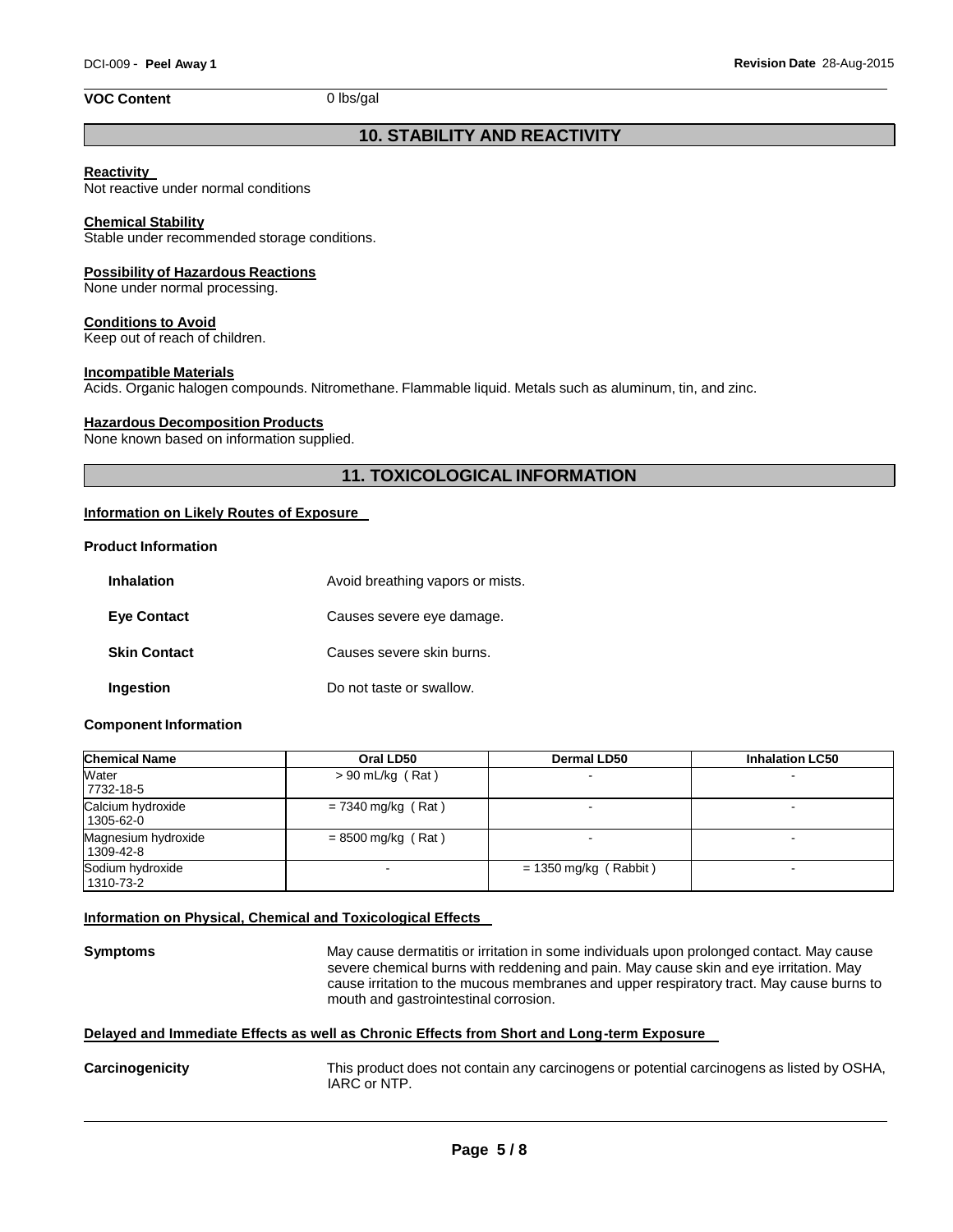**VOC Content** 0 lbs/gal

## 10. STABILITY AND REACTIVITY

**Reactivity**
Not reactive under normal conditions

**Chemical Stability**
Stable under recommended storage conditions.

**Possibility of Hazardous Reactions**
None under normal processing.

**Conditions to Avoid**
Keep out of reach of children.

**Incompatible Materials**
Acids. Organic halogen compounds. Nitromethane. Flammable liquid. Metals such as aluminum, tin, and zinc.

**Hazardous Decomposition Products**
None known based on information supplied.

## 11. TOXICOLOGICAL INFORMATION

**Information on Likely Routes of Exposure**

**Product Information**

**Inhalation** Avoid breathing vapors or mists.

**Eye Contact** Causes severe eye damage.

**Skin Contact** Causes severe skin burns.

**Ingestion** Do not taste or swallow.

**Component Information**

| Chemical Name | Oral LD50 | Dermal LD50 | Inhalation LC50 |
| --- | --- | --- | --- |
| Water 7732-18-5 | > 90 mL/kg ( Rat ) | - | - |
| Calcium hydroxide 1305-62-0 | = 7340 mg/kg ( Rat ) | - | - |
| Magnesium hydroxide 1309-42-8 | = 8500 mg/kg ( Rat ) | - | - |
| Sodium hydroxide 1310-73-2 | - | = 1350 mg/kg ( Rabbit ) | - |

**Information on Physical, Chemical and Toxicological Effects**

**Symptoms** May cause dermatitis or irritation in some individuals upon prolonged contact. May cause severe chemical burns with reddening and pain. May cause skin and eye irritation. May cause irritation to the mucous membranes and upper respiratory tract. May cause burns to mouth and gastrointestinal corrosion.

**Delayed and Immediate Effects as well as Chronic Effects from Short and Long-term Exposure**

**Carcinogenicity** This product does not contain any carcinogens or potential carcinogens as listed by OSHA, IARC or NTP.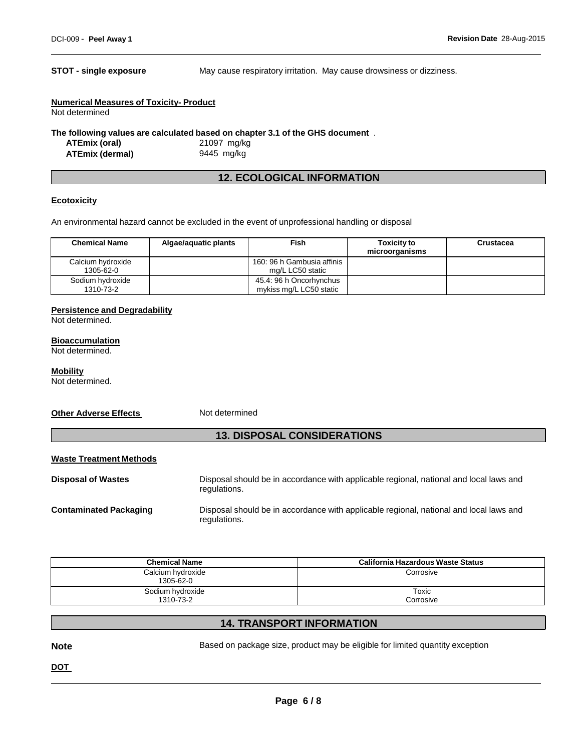**STOT - single exposure** May cause respiratory irritation. May cause drowsiness or dizziness.

**Numerical Measures of Toxicity- Product**

Not determined

**The following values are calculated based on chapter 3.1 of the GHS document** .

| | |
|---|---|
| **ATEmix (oral)** | 21097 mg/kg |
| **ATEmix (dermal)** | 9445 mg/kg |

## 12. ECOLOGICAL INFORMATION

**Ecotoxicity**

An environmental hazard cannot be excluded in the event of unprofessional handling or disposal

| Chemical Name | Algae/aquatic plants | Fish | Toxicity to microorganisms | Crustacea |
|---|---|---|---|---|
| Calcium hydroxide 1305-62-0 | | 160: 96 h Gambusia affinis mg/L LC50 static | | |
| Sodium hydroxide 1310-73-2 | | 45.4: 96 h Oncorhynchus mykiss mg/L LC50 static | | |

**Persistence and Degradability**

Not determined.

**Bioaccumulation**

Not determined.

**Mobility**

Not determined.

**Other Adverse Effects** Not determined

## 13. DISPOSAL CONSIDERATIONS

**Waste Treatment Methods**

**Disposal of Wastes** Disposal should be in accordance with applicable regional, national and local laws and regulations.

**Contaminated Packaging** Disposal should be in accordance with applicable regional, national and local laws and regulations.

| Chemical Name | California Hazardous Waste Status |
|---|---|
| Calcium hydroxide 1305-62-0 | Corrosive |
| Sodium hydroxide 1310-73-2 | Toxic Corrosive |

## 14. TRANSPORT INFORMATION

**Note** Based on package size, product may be eligible for limited quantity exception

**DOT**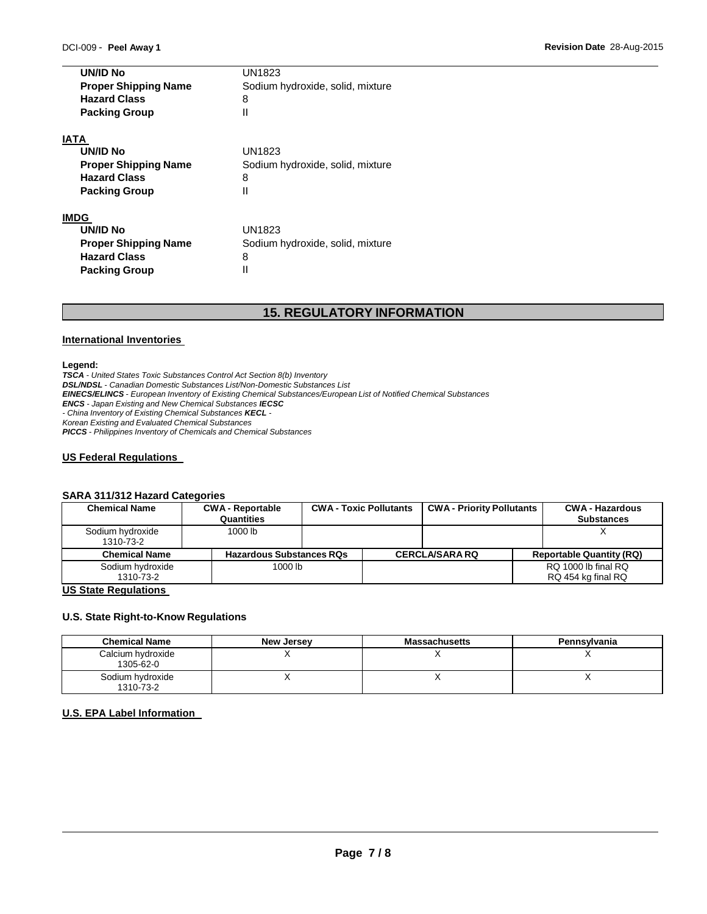| | |
|---|---|
| **UN/ID No** | UN1823 |
| **Proper Shipping Name** | Sodium hydroxide, solid, mixture |
| **Hazard Class** | 8 |
| **Packing Group** | II |

**IATA**

| | |
|---|---|
| **UN/ID No** | UN1823 |
| **Proper Shipping Name** | Sodium hydroxide, solid, mixture |
| **Hazard Class** | 8 |
| **Packing Group** | II |

**IMDG**

| | |
|---|---|
| **UN/ID No** | UN1823 |
| **Proper Shipping Name** | Sodium hydroxide, solid, mixture |
| **Hazard Class** | 8 |
| **Packing Group** | II |

## 15. REGULATORY INFORMATION

### International Inventories

**Legend:**
***TSCA*** *- United States Toxic Substances Control Act Section 8(b) Inventory*
***DSL/NDSL*** *- Canadian Domestic Substances List/Non-Domestic Substances List*
***EINECS/ELINCS*** *- European Inventory of Existing Chemical Substances/European List of Notified Chemical Substances*
***ENCS*** *- Japan Existing and New Chemical Substances* ***IECSC***
*- China Inventory of Existing Chemical Substances* ***KECL*** *-*
*Korean Existing and Evaluated Chemical Substances*
***PICCS*** *- Philippines Inventory of Chemicals and Chemical Substances*

### US Federal Regulations

**SARA 311/312 Hazard Categories**

| Chemical Name | CWA - Reportable Quantities | CWA - Toxic Pollutants | CWA - Priority Pollutants | CWA - Hazardous Substances |
|---|---|---|---|---|
| Sodium hydroxide 1310-73-2 | 1000 lb | | | X |

| Chemical Name | Hazardous Substances RQs | CERCLA/SARA RQ | Reportable Quantity (RQ) |
|---|---|---|---|
| Sodium hydroxide 1310-73-2 | 1000 lb | | RQ 1000 lb final RQ RQ 454 kg final RQ |

### US State Regulations

**U.S. State Right-to-Know Regulations**

| Chemical Name | New Jersey | Massachusetts | Pennsylvania |
|---|---|---|---|
| Calcium hydroxide 1305-62-0 | X | X | X |
| Sodium hydroxide 1310-73-2 | X | X | X |

### U.S. EPA Label Information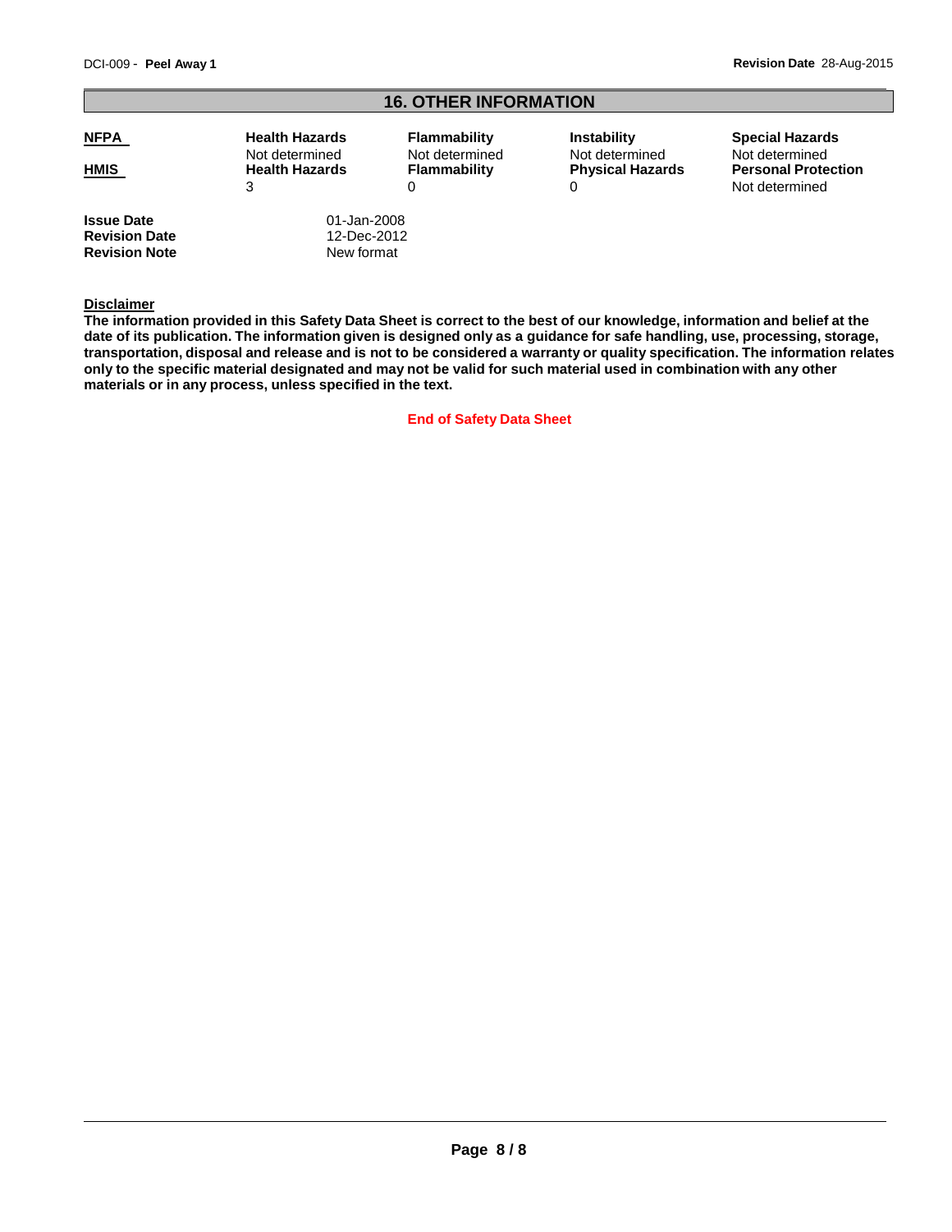## 16. OTHER INFORMATION

| | | | | |
|---|---|---|---|---|
| **NFPA** | **Health Hazards** | **Flammability** | **Instability** | **Special Hazards** |
| | Not determined | Not determined | Not determined | Not determined |
| **HMIS** | **Health Hazards** | **Flammability** | **Physical Hazards** | **Personal Protection** |
| | 3 | 0 | 0 | Not determined |

**Issue Date** 01-Jan-2008
**Revision Date** 12-Dec-2012
**Revision Note** New format

**Disclaimer**

**The information provided in this Safety Data Sheet is correct to the best of our knowledge, information and belief at the date of its publication. The information given is designed only as a guidance for safe handling, use, processing, storage, transportation, disposal and release and is not to be considered a warranty or quality specification. The information relates only to the specific material designated and may not be valid for such material used in combination with any other materials or in any process, unless specified in the text.**

**End of Safety Data Sheet**